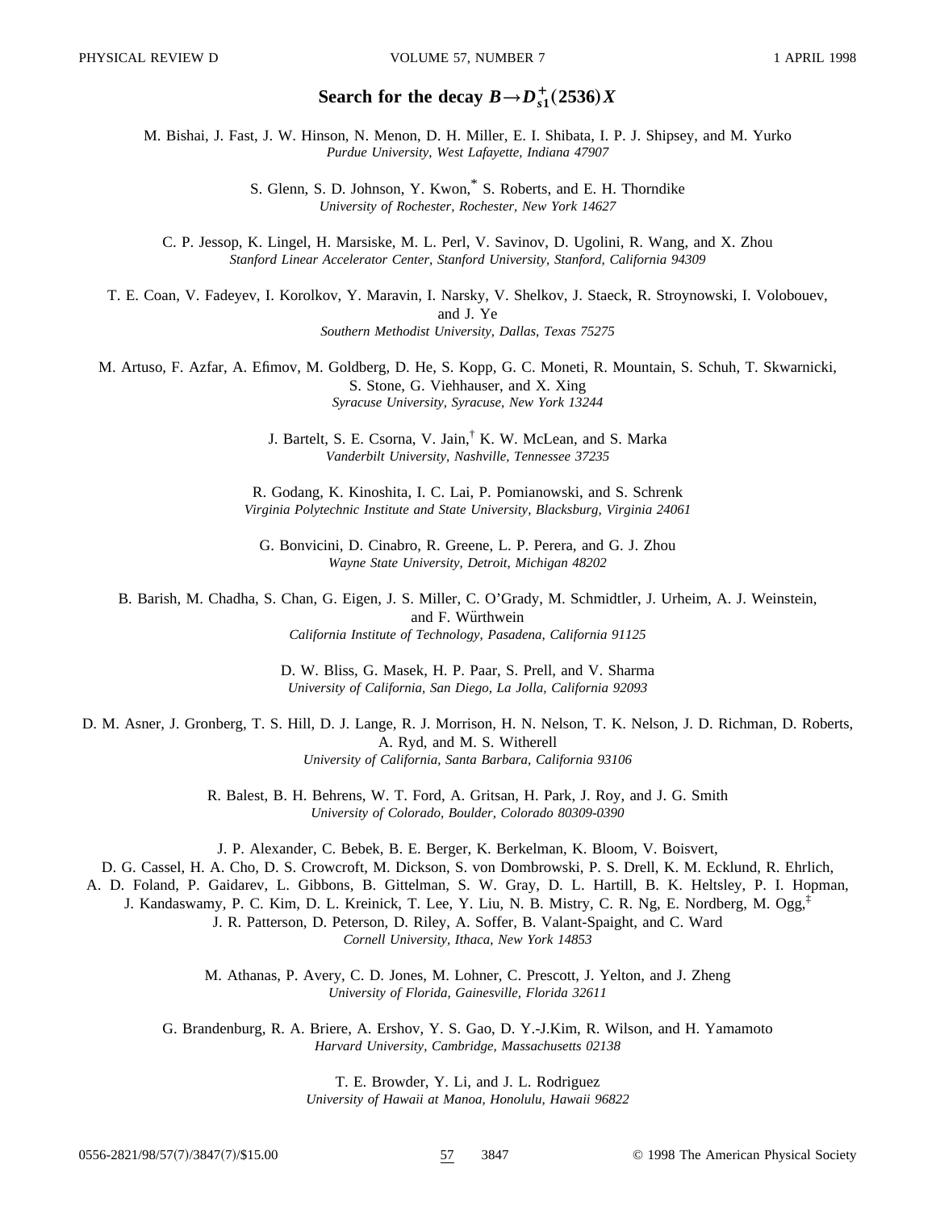# Search for the decay $B \rightarrow D_{s1}^{+}(2536)X$

M. Bishai, J. Fast, J. W. Hinson, N. Menon, D. H. Miller, E. I. Shibata, I. P. J. Shipsey, and M. Yurko
*Purdue University, West Lafayette, Indiana 47907*

S. Glenn, S. D. Johnson, Y. Kwon,[*] S. Roberts, and E. H. Thorndike
*University of Rochester, Rochester, New York 14627*

C. P. Jessop, K. Lingel, H. Marsiske, M. L. Perl, V. Savinov, D. Ugolini, R. Wang, and X. Zhou
*Stanford Linear Accelerator Center, Stanford University, Stanford, California 94309*

T. E. Coan, V. Fadeyev, I. Korolkov, Y. Maravin, I. Narsky, V. Shelkov, J. Staeck, R. Stroynowski, I. Volobouev, and J. Ye
*Southern Methodist University, Dallas, Texas 75275*

M. Artuso, F. Azfar, A. Efimov, M. Goldberg, D. He, S. Kopp, G. C. Moneti, R. Mountain, S. Schuh, T. Skwarnicki, S. Stone, G. Viehhauser, and X. Xing
*Syracuse University, Syracuse, New York 13244*

J. Bartelt, S. E. Csorna, V. Jain,[†] K. W. McLean, and S. Marka
*Vanderbilt University, Nashville, Tennessee 37235*

R. Godang, K. Kinoshita, I. C. Lai, P. Pomianowski, and S. Schrenk
*Virginia Polytechnic Institute and State University, Blacksburg, Virginia 24061*

G. Bonvicini, D. Cinabro, R. Greene, L. P. Perera, and G. J. Zhou
*Wayne State University, Detroit, Michigan 48202*

B. Barish, M. Chadha, S. Chan, G. Eigen, J. S. Miller, C. O'Grady, M. Schmidtler, J. Urheim, A. J. Weinstein, and F. Würthwein
*California Institute of Technology, Pasadena, California 91125*

D. W. Bliss, G. Masek, H. P. Paar, S. Prell, and V. Sharma
*University of California, San Diego, La Jolla, California 92093*

D. M. Asner, J. Gronberg, T. S. Hill, D. J. Lange, R. J. Morrison, H. N. Nelson, T. K. Nelson, J. D. Richman, D. Roberts, A. Ryd, and M. S. Witherell
*University of California, Santa Barbara, California 93106*

R. Balest, B. H. Behrens, W. T. Ford, A. Gritsan, H. Park, J. Roy, and J. G. Smith
*University of Colorado, Boulder, Colorado 80309-0390*

J. P. Alexander, C. Bebek, B. E. Berger, K. Berkelman, K. Bloom, V. Boisvert, D. G. Cassel, H. A. Cho, D. S. Crowcroft, M. Dickson, S. von Dombrowski, P. S. Drell, K. M. Ecklund, R. Ehrlich, A. D. Foland, P. Gaidarev, L. Gibbons, B. Gittelman, S. W. Gray, D. L. Hartill, B. K. Heltsley, P. I. Hopman, J. Kandaswamy, P. C. Kim, D. L. Kreinick, T. Lee, Y. Liu, N. B. Mistry, C. R. Ng, E. Nordberg, M. Ogg,[‡] J. R. Patterson, D. Peterson, D. Riley, A. Soffer, B. Valant-Spaight, and C. Ward
*Cornell University, Ithaca, New York 14853*

M. Athanas, P. Avery, C. D. Jones, M. Lohner, C. Prescott, J. Yelton, and J. Zheng
*University of Florida, Gainesville, Florida 32611*

G. Brandenburg, R. A. Briere, A. Ershov, Y. S. Gao, D. Y.-J.Kim, R. Wilson, and H. Yamamoto
*Harvard University, Cambridge, Massachusetts 02138*

T. E. Browder, Y. Li, and J. L. Rodriguez
*University of Hawaii at Manoa, Honolulu, Hawaii 96822*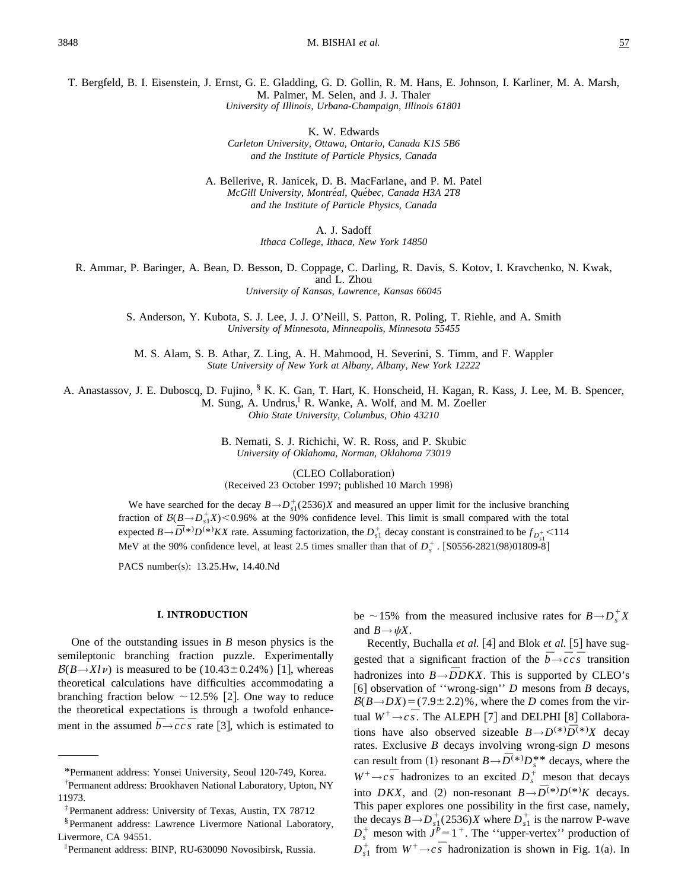T. Bergfeld, B. I. Eisenstein, J. Ernst, G. E. Gladding, G. D. Gollin, R. M. Hans, E. Johnson, I. Karliner, M. A. Marsh, M. Palmer, M. Selen, and J. J. Thaler
*University of Illinois, Urbana-Champaign, Illinois 61801*

K. W. Edwards
*Carleton University, Ottawa, Ontario, Canada K1S 5B6 and the Institute of Particle Physics, Canada*

A. Bellerive, R. Janicek, D. B. MacFarlane, and P. M. Patel
*McGill University, Montréal, Québec, Canada H3A 2T8 and the Institute of Particle Physics, Canada*

A. J. Sadoff
*Ithaca College, Ithaca, New York 14850*

R. Ammar, P. Baringer, A. Bean, D. Besson, D. Coppage, C. Darling, R. Davis, S. Kotov, I. Kravchenko, N. Kwak, and L. Zhou
*University of Kansas, Lawrence, Kansas 66045*

S. Anderson, Y. Kubota, S. J. Lee, J. J. O'Neill, S. Patton, R. Poling, T. Riehle, and A. Smith
*University of Minnesota, Minneapolis, Minnesota 55455*

M. S. Alam, S. B. Athar, Z. Ling, A. H. Mahmood, H. Severini, S. Timm, and F. Wappler
*State University of New York at Albany, Albany, New York 12222*

A. Anastassov, J. E. Duboscq, D. Fujino, [§] K. K. Gan, T. Hart, K. Honscheid, H. Kagan, R. Kass, J. Lee, M. B. Spencer, M. Sung, A. Undrus,[‖] R. Wanke, A. Wolf, and M. M. Zoeller
*Ohio State University, Columbus, Ohio 43210*

B. Nemati, S. J. Richichi, W. R. Ross, and P. Skubic
*University of Oklahoma, Norman, Oklahoma 73019*

(CLEO Collaboration)
(Received 23 October 1997; published 10 March 1998)

We have searched for the decay $B \to D_{s1}^+(2536)X$ and measured an upper limit for the inclusive branching fraction of $\mathcal{B}(B \to D_{s1}^+ X) < 0.96\%$ at the 90% confidence level. This limit is small compared with the total expected $B \to \overline{D}^{(*)} D^{(*)} KX$ rate. Assuming factorization, the $D_{s1}^+$ decay constant is constrained to be $f_{D_{s1}^+} < 114$ MeV at the 90% confidence level, at least 2.5 times smaller than that of $D_s^+$. [S0556-2821(98)01809-8]

PACS number(s): 13.25.Hw, 14.40.Nd

## I. INTRODUCTION

One of the outstanding issues in $B$ meson physics is the semileptonic branching fraction puzzle. Experimentally $\mathcal{B}(B \to Xl\nu)$ is measured to be $(10.43 \pm 0.24\%)$ [1], whereas theoretical calculations have difficulties accommodating a branching fraction below $\sim 12.5\%$ [2]. One way to reduce the theoretical expectations is through a twofold enhancement in the assumed $\bar{b} \to \bar{c} c \bar{s}$ rate [3], which is estimated to be $\sim 15\%$ from the measured inclusive rates for $B \to D_s^+ X$ and $B \to \psi X$.

Recently, Buchalla *et al.* [4] and Blok *et al.* [5] have suggested that a significant fraction of the $\bar{b} \to \bar{c} c \bar{s}$ transition hadronizes into $B \to \overline{D} DKX$. This is supported by CLEO's [6] observation of ''wrong-sign'' $D$ mesons from $B$ decays, $\mathcal{B}(B \to DX) = (7.9 \pm 2.2)\%$, where the $D$ comes from the virtual $W^+ \to c\bar{s}$. The ALEPH [7] and DELPHI [8] Collaborations have also observed sizeable $B \to D^{(*)} \overline{D}^{(*)} X$ decay rates. Exclusive $B$ decays involving wrong-sign $D$ mesons can result from (1) resonant $B \to \overline{D}^{(*)} D_s^{**}$ decays, where the $W^+ \to c\bar{s}$ hadronizes to an excited $D_s^+$ meson that decays into $DKX$, and (2) non-resonant $B \to \overline{D}^{(*)} D^{(*)} K$ decays. This paper explores one possibility in the first case, namely, the decays $B \to D_{s1}^+(2536)X$ where $D_{s1}^+$ is the narrow P-wave $D_s^+$ meson with $J^P = 1^+$. The ''upper-vertex'' production of $D_{s1}^+$ from $W^+ \to c\bar{s}$ hadronization is shown in Fig. 1(a). In

---

*Permanent address: Yonsei University, Seoul 120-749, Korea.

†Permanent address: Brookhaven National Laboratory, Upton, NY 11973.

‡Permanent address: University of Texas, Austin, TX 78712

§Permanent address: Lawrence Livermore National Laboratory, Livermore, CA 94551.

‖Permanent address: BINP, RU-630090 Novosibirsk, Russia.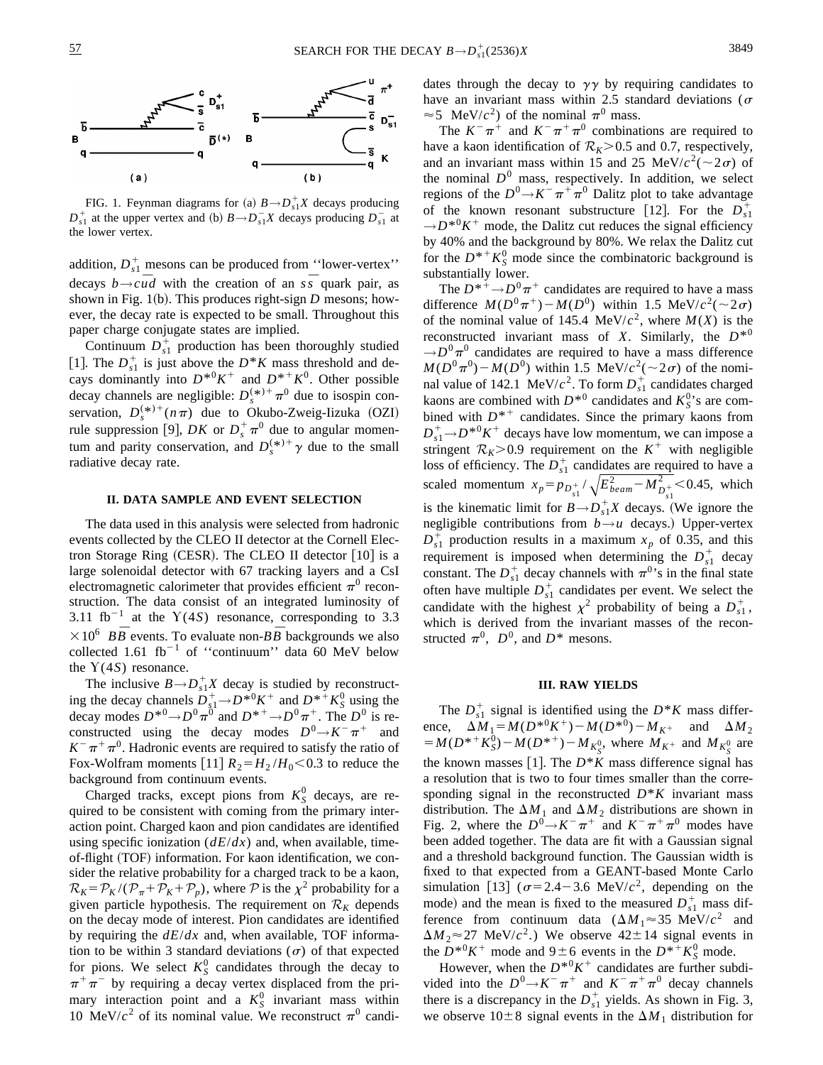FIG. 1. Feynman diagrams for (a) $B \to D_{s1}^+ X$ decays producing $D_{s1}^+$ at the upper vertex and (b) $B \to D_{s1}^- X$ decays producing $D_{s1}^-$ at the lower vertex.

addition, $D_{s1}^+$ mesons can be produced from ''lower-vertex'' decays $b \to c\bar{u}d$ with the creation of an $s\bar{s}$ quark pair, as shown in Fig. 1(b). This produces right-sign $D$ mesons; however, the decay rate is expected to be small. Throughout this paper charge conjugate states are implied.

Continuum $D_{s1}^+$ production has been thoroughly studied [1]. The $D_{s1}^+$ is just above the $D^*K$ mass threshold and decays dominantly into $D^{*0}K^+$ and $D^{*+}K^0$. Other possible decay channels are negligible: $D_s^{(*)+}\pi^0$ due to isospin conservation, $D_s^{(*)+}(n\pi)$ due to Okubo-Zweig-Iizuka (OZI) rule suppression [9], $DK$ or $D_s^+\pi^0$ due to angular momentum and parity conservation, and $D_s^{(*)+}\gamma$ due to the small radiative decay rate.

## II. DATA SAMPLE AND EVENT SELECTION

The data used in this analysis were selected from hadronic events collected by the CLEO II detector at the Cornell Electron Storage Ring (CESR). The CLEO II detector [10] is a large solenoidal detector with 67 tracking layers and a CsI electromagnetic calorimeter that provides efficient $\pi^0$ reconstruction. The data consist of an integrated luminosity of 3.11 fb$^{-1}$ at the $\Upsilon(4S)$ resonance, corresponding to $3.3 \times 10^6$ $B\bar{B}$ events. To evaluate non-$B\bar{B}$ backgrounds we also collected 1.61 fb$^{-1}$ of ''continuum'' data 60 MeV below the $\Upsilon(4S)$ resonance.

The inclusive $B \to D_{s1}^+ X$ decay is studied by reconstructing the decay channels $D_{s1}^+ \to D^{*0}K^+$ and $D^{*+}K_S^0$ using the decay modes $D^{*0} \to D^0\pi^0$ and $D^{*+} \to D^0\pi^+$. The $D^0$ is reconstructed using the decay modes $D^0 \to K^-\pi^+$ and $K^-\pi^+\pi^0$. Hadronic events are required to satisfy the ratio of Fox-Wolfram moments [11] $R_2 = H_2/H_0 < 0.3$ to reduce the background from continuum events.

Charged tracks, except pions from $K_S^0$ decays, are required to be consistent with coming from the primary interaction point. Charged kaon and pion candidates are identified using specific ionization ($dE/dx$) and, when available, time-of-flight (TOF) information. For kaon identification, we consider the relative probability for a charged track to be a kaon, $\mathcal{R}_K = \mathcal{P}_K/(\mathcal{P}_\pi + \mathcal{P}_K + \mathcal{P}_p)$, where $\mathcal{P}$ is the $\chi^2$ probability for a given particle hypothesis. The requirement on $\mathcal{R}_K$ depends on the decay mode of interest. Pion candidates are identified by requiring the $dE/dx$ and, when available, TOF information to be within 3 standard deviations ($\sigma$) of that expected for pions. We select $K_S^0$ candidates through the decay to $\pi^+\pi^-$ by requiring a decay vertex displaced from the primary interaction point and a $K_S^0$ invariant mass within 10 MeV/$c^2$ of its nominal value. We reconstruct $\pi^0$ candidates through the decay to $\gamma\gamma$ by requiring candidates to have an invariant mass within 2.5 standard deviations ($\sigma \approx 5$ MeV/$c^2$) of the nominal $\pi^0$ mass.

The $K^-\pi^+$ and $K^-\pi^+\pi^0$ combinations are required to have a kaon identification of $\mathcal{R}_K > 0.5$ and 0.7, respectively, and an invariant mass within 15 and 25 MeV/$c^2$($\sim 2\sigma$) of the nominal $D^0$ mass, respectively. In addition, we select regions of the $D^0 \to K^-\pi^+\pi^0$ Dalitz plot to take advantage of the known resonant substructure [12]. For the $D_{s1}^+ \to D^{*0}K^+$ mode, the Dalitz cut reduces the signal efficiency by 40% and the background by 80%. We relax the Dalitz cut for the $D^{*+}K_S^0$ mode since the combinatoric background is substantially lower.

The $D^{*+} \to D^0\pi^+$ candidates are required to have a mass difference $M(D^0\pi^+) - M(D^0)$ within 1.5 MeV/$c^2$($\sim 2\sigma$) of the nominal value of 145.4 MeV/$c^2$, where $M(X)$ is the reconstructed invariant mass of $X$. Similarly, the $D^{*0} \to D^0\pi^0$ candidates are required to have a mass difference $M(D^0\pi^0) - M(D^0)$ within 1.5 MeV/$c^2$($\sim 2\sigma$) of the nominal value of 142.1 MeV/$c^2$. To form $D_{s1}^+$ candidates charged kaons are combined with $D^{*0}$ candidates and $K_S^0$'s are combined with $D^{*+}$ candidates. Since the primary kaons from $D_{s1}^+ \to D^{*0}K^+$ decays have low momentum, we can impose a stringent $\mathcal{R}_K > 0.9$ requirement on the $K^+$ with negligible loss of efficiency. The $D_{s1}^+$ candidates are required to have a scaled momentum $x_p = p_{D_{s1}^+}/\sqrt{E_{beam}^2 - M_{D_{s1}^+}^2} < 0.45$, which is the kinematic limit for $B \to D_{s1}^+ X$ decays. (We ignore the negligible contributions from $b \to u$ decays.) Upper-vertex $D_{s1}^+$ production results in a maximum $x_p$ of 0.35, and this requirement is imposed when determining the $D_{s1}^+$ decay constant. The $D_{s1}^+$ decay channels with $\pi^0$'s in the final state often have multiple $D_{s1}^+$ candidates per event. We select the candidate with the highest $\chi^2$ probability of being a $D_{s1}^+$, which is derived from the invariant masses of the reconstructed $\pi^0$, $D^0$, and $D^*$ mesons.

## III. RAW YIELDS

The $D_{s1}^+$ signal is identified using the $D^*K$ mass difference, $\Delta M_1 = M(D^{*0}K^+) - M(D^{*0}) - M_{K^+}$ and $\Delta M_2 = M(D^{*+}K_S^0) - M(D^{*+}) - M_{K_S^0}$, where $M_{K^+}$ and $M_{K_S^0}$ are the known masses [1]. The $D^*K$ mass difference signal has a resolution that is two to four times smaller than the corresponding signal in the reconstructed $D^*K$ invariant mass distribution. The $\Delta M_1$ and $\Delta M_2$ distributions are shown in Fig. 2, where the $D^0 \to K^-\pi^+$ and $K^-\pi^+\pi^0$ modes have been added together. The data are fit with a Gaussian signal and a threshold background function. The Gaussian width is fixed to that expected from a GEANT-based Monte Carlo simulation [13] ($\sigma = 2.4 - 3.6$ MeV/$c^2$, depending on the mode) and the mean is fixed to the measured $D_{s1}^+$ mass difference from continuum data ($\Delta M_1 \approx 35$ MeV/$c^2$ and $\Delta M_2 \approx 27$ MeV/$c^2$.) We observe $42 \pm 14$ signal events in the $D^{*0}K^+$ mode and $9 \pm 6$ events in the $D^{*+}K_S^0$ mode.

However, when the $D^{*0}K^+$ candidates are further subdivided into the $D^0 \to K^-\pi^+$ and $K^-\pi^+\pi^0$ decay channels there is a discrepancy in the $D_{s1}^+$ yields. As shown in Fig. 3, we observe $10 \pm 8$ signal events in the $\Delta M_1$ distribution for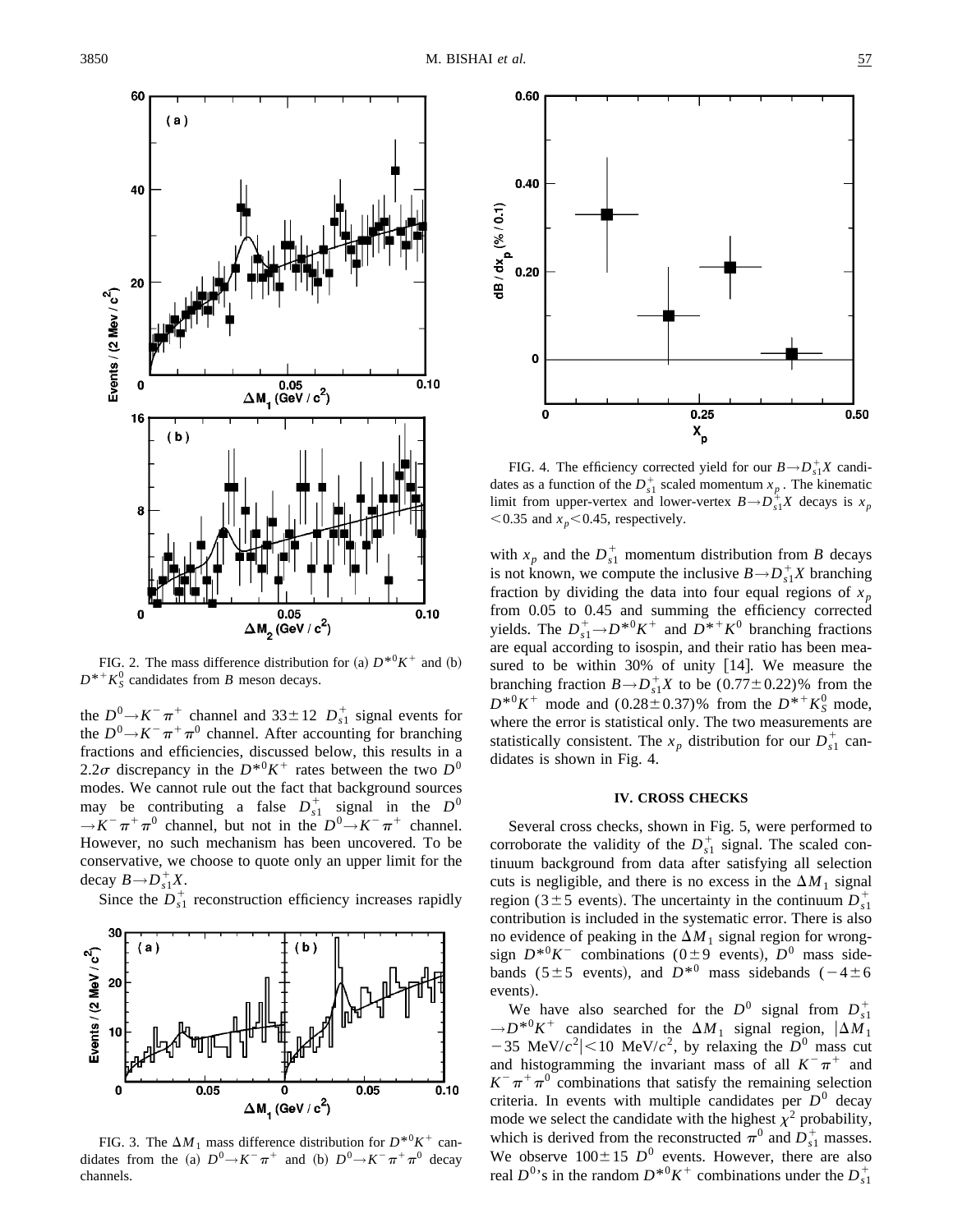FIG. 2. The mass difference distribution for (a) $D^{*0}K^+$ and (b) $D^{*+}K_S^0$ candidates from $B$ meson decays.

the $D^0 \to K^-\pi^+$ channel and $33\pm12$ $D_{s1}^+$ signal events for the $D^0 \to K^-\pi^+\pi^0$ channel. After accounting for branching fractions and efficiencies, discussed below, this results in a $2.2\sigma$ discrepancy in the $D^{*0}K^+$ rates between the two $D^0$ modes. We cannot rule out the fact that background sources may be contributing a false $D_{s1}^+$ signal in the $D^0 \to K^-\pi^+\pi^0$ channel, but not in the $D^0 \to K^-\pi^+$ channel. However, no such mechanism has been uncovered. To be conservative, we choose to quote only an upper limit for the decay $B \to D_{s1}^+ X$.

Since the $D_{s1}^+$ reconstruction efficiency increases rapidly with $x_p$ and the $D_{s1}^+$ momentum distribution from $B$ decays is not known, we compute the inclusive $B \to D_{s1}^+ X$ branching fraction by dividing the data into four equal regions of $x_p$ from 0.05 to 0.45 and summing the efficiency corrected yields. The $D_{s1}^+ \to D^{*0}K^+$ and $D^{*+}K^0$ branching fractions are equal according to isospin, and their ratio has been measured to be within 30% of unity [14]. We measure the branching fraction $B \to D_{s1}^+ X$ to be $(0.77\pm0.22)\%$ from the $D^{*0}K^+$ mode and $(0.28\pm0.37)\%$ from the $D^{*+}K_S^0$ mode, where the error is statistical only. The two measurements are statistically consistent. The $x_p$ distribution for our $D_{s1}^+$ candidates is shown in Fig. 4.

FIG. 3. The $\Delta M_1$ mass difference distribution for $D^{*0}K^+$ candidates from the (a) $D^0 \to K^-\pi^+$ and (b) $D^0 \to K^-\pi^+\pi^0$ decay channels.

FIG. 4. The efficiency corrected yield for our $B \to D_{s1}^+ X$ candidates as a function of the $D_{s1}^+$ scaled momentum $x_p$. The kinematic limit from upper-vertex and lower-vertex $B \to D_{s1}^+ X$ decays is $x_p < 0.35$ and $x_p < 0.45$, respectively.

## IV. CROSS CHECKS

Several cross checks, shown in Fig. 5, were performed to corroborate the validity of the $D_{s1}^+$ signal. The scaled continuum background from data after satisfying all selection cuts is negligible, and there is no excess in the $\Delta M_1$ signal region ($3\pm5$ events). The uncertainty in the continuum $D_{s1}^+$ contribution is included in the systematic error. There is also no evidence of peaking in the $\Delta M_1$ signal region for wrong-sign $D^{*0}K^-$ combinations ($0\pm9$ events), $D^0$ mass sidebands ($5\pm5$ events), and $D^{*0}$ mass sidebands ($-4\pm6$ events).

We have also searched for the $D^0$ signal from $D_{s1}^+ \to D^{*0}K^+$ candidates in the $\Delta M_1$ signal region, $|\Delta M_1 - 35\ \text{MeV}/c^2| < 10\ \text{MeV}/c^2$, by relaxing the $D^0$ mass cut and histogramming the invariant mass of all $K^-\pi^+$ and $K^-\pi^+\pi^0$ combinations that satisfy the remaining selection criteria. In events with multiple candidates per $D^0$ decay mode we select the candidate with the highest $\chi^2$ probability, which is derived from the reconstructed $\pi^0$ and $D_{s1}^+$ masses. We observe $100\pm15$ $D^0$ events. However, there are also real $D^0$'s in the random $D^{*0}K^+$ combinations under the $D_{s1}^+$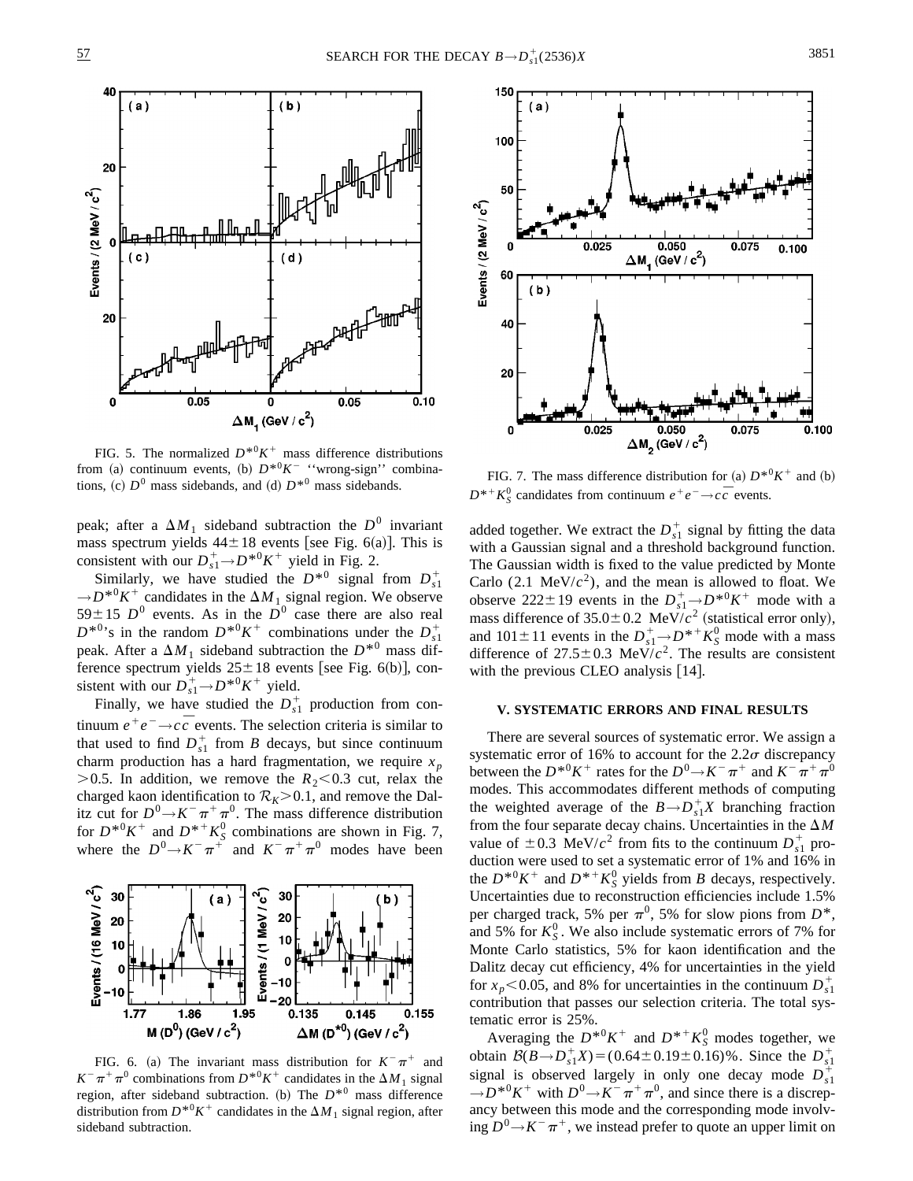FIG. 5. The normalized $D^{*0}K^+$ mass difference distributions from (a) continuum events, (b) $D^{*0}K^-$ "wrong-sign" combinations, (c) $D^0$ mass sidebands, and (d) $D^{*0}$ mass sidebands.

peak; after a $\Delta M_1$ sideband subtraction the $D^0$ invariant mass spectrum yields $44 \pm 18$ events [see Fig. 6(a)]. This is consistent with our $D_{s1}^+ \rightarrow D^{*0}K^+$ yield in Fig. 2.

Similarly, we have studied the $D^{*0}$ signal from $D_{s1}^+ \rightarrow D^{*0}K^+$ candidates in the $\Delta M_1$ signal region. We observe $59 \pm 15$ $D^0$ events. As in the $D^0$ case there are also real $D^{*0}$'s in the random $D^{*0}K^+$ combinations under the $D_{s1}^+$ peak. After a $\Delta M_1$ sideband subtraction the $D^{*0}$ mass difference spectrum yields $25 \pm 18$ events [see Fig. 6(b)], consistent with our $D_{s1}^+ \rightarrow D^{*0}K^+$ yield.

Finally, we have studied the $D_{s1}^+$ production from continuum $e^+e^- \rightarrow c\bar{c}$ events. The selection criteria is similar to that used to find $D_{s1}^+$ from $B$ decays, but since continuum charm production has a hard fragmentation, we require $x_p > 0.5$. In addition, we remove the $R_2 < 0.3$ cut, relax the charged kaon identification to $\mathcal{R}_K > 0.1$, and remove the Dalitz cut for $D^0 \rightarrow K^-\pi^+\pi^0$. The mass difference distribution for $D^{*0}K^+$ and $D^{*+}K_S^0$ combinations are shown in Fig. 7, where the $D^0 \rightarrow K^-\pi^+$ and $K^-\pi^+\pi^0$ modes have been

FIG. 6. (a) The invariant mass distribution for $K^-\pi^+$ and $K^-\pi^+\pi^0$ combinations from $D^{*0}K^+$ candidates in the $\Delta M_1$ signal region, after sideband subtraction. (b) The $D^{*0}$ mass difference distribution from $D^{*0}K^+$ candidates in the $\Delta M_1$ signal region, after sideband subtraction.

FIG. 7. The mass difference distribution for (a) $D^{*0}K^+$ and (b) $D^{*+}K_S^0$ candidates from continuum $e^+e^- \rightarrow c\bar{c}$ events.

added together. We extract the $D_{s1}^+$ signal by fitting the data with a Gaussian signal and a threshold background function. The Gaussian width is fixed to the value predicted by Monte Carlo (2.1 MeV/$c^2$), and the mean is allowed to float. We observe $222 \pm 19$ events in the $D_{s1}^+ \rightarrow D^{*0}K^+$ mode with a mass difference of $35.0 \pm 0.2$ MeV/$c^2$ (statistical error only), and $101 \pm 11$ events in the $D_{s1}^+ \rightarrow D^{*+}K_S^0$ mode with a mass difference of $27.5 \pm 0.3$ MeV/$c^2$. The results are consistent with the previous CLEO analysis [14].

## V. SYSTEMATIC ERRORS AND FINAL RESULTS

There are several sources of systematic error. We assign a systematic error of 16% to account for the $2.2\sigma$ discrepancy between the $D^{*0}K^+$ rates for the $D^0 \rightarrow K^-\pi^+$ and $K^-\pi^+\pi^0$ modes. This accommodates different methods of computing the weighted average of the $B \rightarrow D_{s1}^+X$ branching fraction from the four separate decay chains. Uncertainties in the $\Delta M$ value of $\pm 0.3$ MeV/$c^2$ from fits to the continuum $D_{s1}^+$ production were used to set a systematic error of 1% and 16% in the $D^{*0}K^+$ and $D^{*+}K_S^0$ yields from $B$ decays, respectively. Uncertainties due to reconstruction efficiencies include 1.5% per charged track, 5% per $\pi^0$, 5% for slow pions from $D^*$, and 5% for $K_S^0$. We also include systematic errors of 7% for Monte Carlo statistics, 5% for kaon identification and the Dalitz decay cut efficiency, 4% for uncertainties in the yield for $x_p < 0.05$, and 8% for uncertainties in the continuum $D_{s1}^+$ contribution that passes our selection criteria. The total systematic error is 25%.

Averaging the $D^{*0}K^+$ and $D^{*+}K_S^0$ modes together, we obtain $\mathcal{B}(B \rightarrow D_{s1}^+X) = (0.64 \pm 0.19 \pm 0.16)\%$. Since the $D_{s1}^+$ signal is observed largely in only one decay mode $D_{s1}^+ \rightarrow D^{*0}K^+$ with $D^0 \rightarrow K^-\pi^+\pi^0$, and since there is a discrepancy between this mode and the corresponding mode involving $D^0 \rightarrow K^-\pi^+$, we instead prefer to quote an upper limit on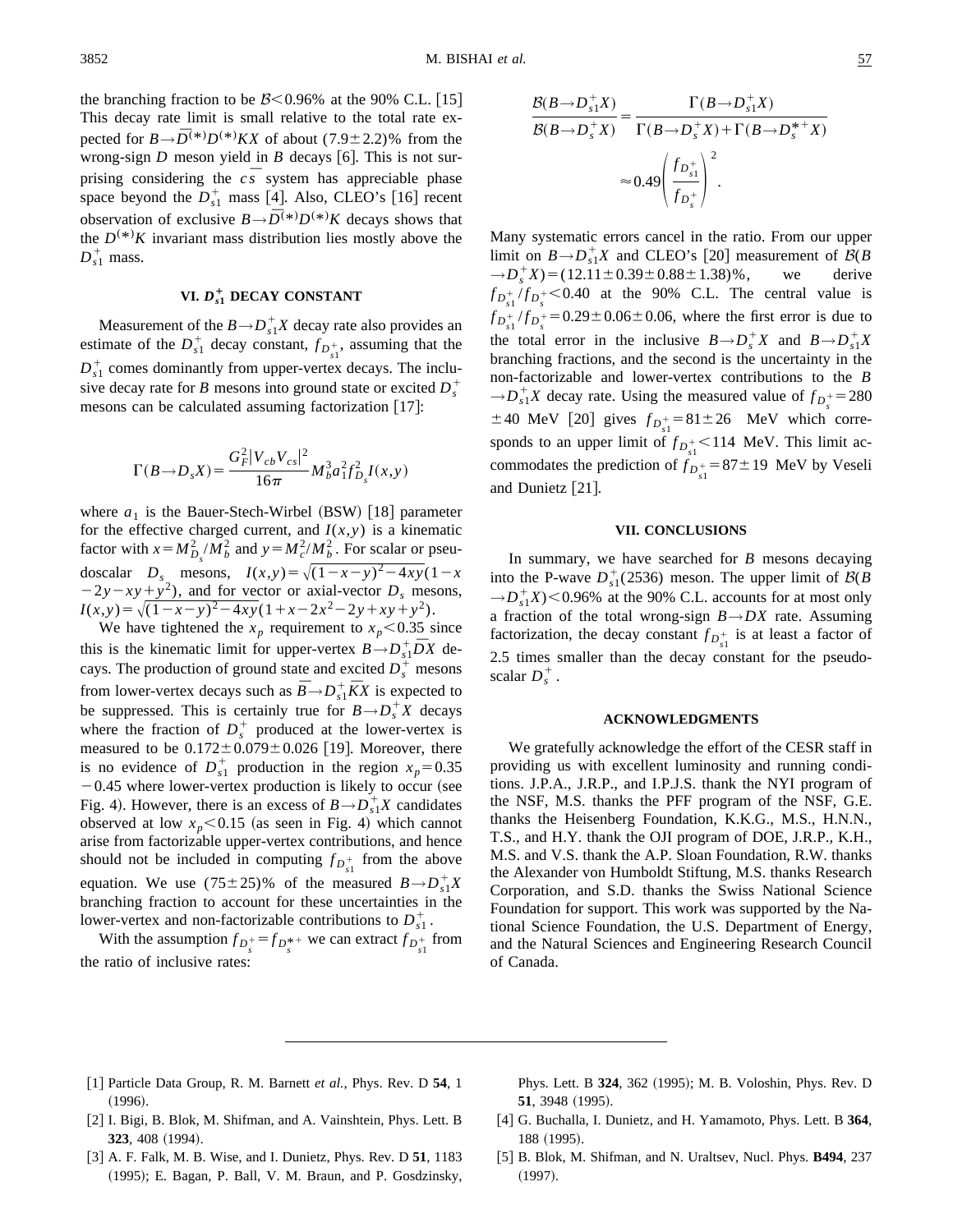the branching fraction to be $\mathcal{B}<0.96\%$ at the 90% C.L. [15] This decay rate limit is small relative to the total rate expected for $B\to\bar{D}^{(*)}D^{(*)}KX$ of about $(7.9\pm2.2)\%$ from the wrong-sign $D$ meson yield in $B$ decays [6]. This is not surprising considering the $c\bar{s}$ system has appreciable phase space beyond the $D_{s1}^+$ mass [4]. Also, CLEO's [16] recent observation of exclusive $B\to\bar{D}^{(*)}D^{(*)}K$ decays shows that the $D^{(*)}K$ invariant mass distribution lies mostly above the $D_{s1}^+$ mass.

## VI. $D_{s1}^+$ DECAY CONSTANT

Measurement of the $B\to D_{s1}^+X$ decay rate also provides an estimate of the $D_{s1}^+$ decay constant, $f_{D_{s1}^+}$, assuming that the $D_{s1}^+$ comes dominantly from upper-vertex decays. The inclusive decay rate for $B$ mesons into ground state or excited $D_s^+$ mesons can be calculated assuming factorization [17]:

$$\Gamma(B\to D_sX)=\frac{G_F^2|V_{cb}V_{cs}|^2}{16\pi}M_b^3a_1^2f_{D_s}^2I(x,y)$$

where $a_1$ is the Bauer-Stech-Wirbel (BSW) [18] parameter for the effective charged current, and $I(x,y)$ is a kinematic factor with $x=M_{D_s}^2/M_b^2$ and $y=M_c^2/M_b^2$. For scalar or pseudoscalar $D_s$ mesons, $I(x,y)=\sqrt{(1-x-y)^2-4xy}(1-x-2y-xy+y^2)$, and for vector or axial-vector $D_s$ mesons, $I(x,y)=\sqrt{(1-x-y)^2-4xy}(1+x-2x^2-2y+xy+y^2)$.

We have tightened the $x_p$ requirement to $x_p<0.35$ since this is the kinematic limit for upper-vertex $B\to D_{s1}^+\bar{D}X$ decays. The production of ground state and excited $D_s^+$ mesons from lower-vertex decays such as $\bar{B}\to D_{s1}^+\bar{K}X$ is expected to be suppressed. This is certainly true for $B\to D_s^+X$ decays where the fraction of $D_s^+$ produced at the lower-vertex is measured to be $0.172\pm0.079\pm0.026$ [19]. Moreover, there is no evidence of $D_{s1}^+$ production in the region $x_p=0.35-0.45$ where lower-vertex production is likely to occur (see Fig. 4). However, there is an excess of $B\to D_{s1}^+X$ candidates observed at low $x_p<0.15$ (as seen in Fig. 4) which cannot arise from factorizable upper-vertex contributions, and hence should not be included in computing $f_{D_{s1}^+}$ from the above equation. We use $(75\pm25)\%$ of the measured $B\to D_{s1}^+X$ branching fraction to account for these uncertainties in the lower-vertex and non-factorizable contributions to $D_{s1}^+$.

With the assumption $f_{D_s^+}=f_{D_s^{*+}}$ we can extract $f_{D_{s1}^+}$ from the ratio of inclusive rates:

$$\frac{\mathcal{B}(B\to D_{s1}^+X)}{\mathcal{B}(B\to D_s^+X)}=\frac{\Gamma(B\to D_{s1}^+X)}{\Gamma(B\to D_s^+X)+\Gamma(B\to D_s^{*+}X)}\approx0.49\left(\frac{f_{D_{s1}^+}}{f_{D_s^+}}\right)^2.$$

Many systematic errors cancel in the ratio. From our upper limit on $B\to D_{s1}^+X$ and CLEO's [20] measurement of $\mathcal{B}(B\to D_s^+X)=(12.11\pm0.39\pm0.88\pm1.38)\%$, we derive $f_{D_{s1}^+}/f_{D_s^+}<0.40$ at the 90% C.L. The central value is $f_{D_{s1}^+}/f_{D_s^+}=0.29\pm0.06\pm0.06$, where the first error is due to the total error in the inclusive $B\to D_s^+X$ and $B\to D_{s1}^+X$ branching fractions, and the second is the uncertainty in the non-factorizable and lower-vertex contributions to the $B\to D_{s1}^+X$ decay rate. Using the measured value of $f_{D_s^+}=280\pm40$ MeV [20] gives $f_{D_{s1}^+}=81\pm26$ MeV which corresponds to an upper limit of $f_{D_{s1}^+}<114$ MeV. This limit accommodates the prediction of $f_{D_{s1}^+}=87\pm19$ MeV by Veseli and Dunietz [21].

## VII. CONCLUSIONS

In summary, we have searched for $B$ mesons decaying into the P-wave $D_{s1}^+(2536)$ meson. The upper limit of $\mathcal{B}(B\to D_{s1}^+X)<0.96\%$ at the 90% C.L. accounts for at most only a fraction of the total wrong-sign $B\to DX$ rate. Assuming factorization, the decay constant $f_{D_{s1}^+}$ is at least a factor of 2.5 times smaller than the decay constant for the pseudoscalar $D_s^+$.

## ACKNOWLEDGMENTS

We gratefully acknowledge the effort of the CESR staff in providing us with excellent luminosity and running conditions. J.P.A., J.R.P., and I.P.J.S. thank the NYI program of the NSF, M.S. thanks the PFF program of the NSF, G.E. thanks the Heisenberg Foundation, K.K.G., M.S., H.N.N., T.S., and H.Y. thank the OJI program of DOE, J.R.P., K.H., M.S. and V.S. thank the A.P. Sloan Foundation, R.W. thanks the Alexander von Humboldt Stiftung, M.S. thanks Research Corporation, and S.D. thanks the Swiss National Science Foundation for support. This work was supported by the National Science Foundation, the U.S. Department of Energy, and the Natural Sciences and Engineering Research Council of Canada.

---

[1] Particle Data Group, R. M. Barnett *et al.*, Phys. Rev. D **54**, 1 (1996).

[2] I. Bigi, B. Blok, M. Shifman, and A. Vainshtein, Phys. Lett. B **323**, 408 (1994).

[3] A. F. Falk, M. B. Wise, and I. Dunietz, Phys. Rev. D **51**, 1183 (1995); E. Bagan, P. Ball, V. M. Braun, and P. Gosdzinsky, Phys. Lett. B **324**, 362 (1995); M. B. Voloshin, Phys. Rev. D **51**, 3948 (1995).

[4] G. Buchalla, I. Dunietz, and H. Yamamoto, Phys. Lett. B **364**, 188 (1995).

[5] B. Blok, M. Shifman, and N. Uraltsev, Nucl. Phys. **B494**, 237 (1997).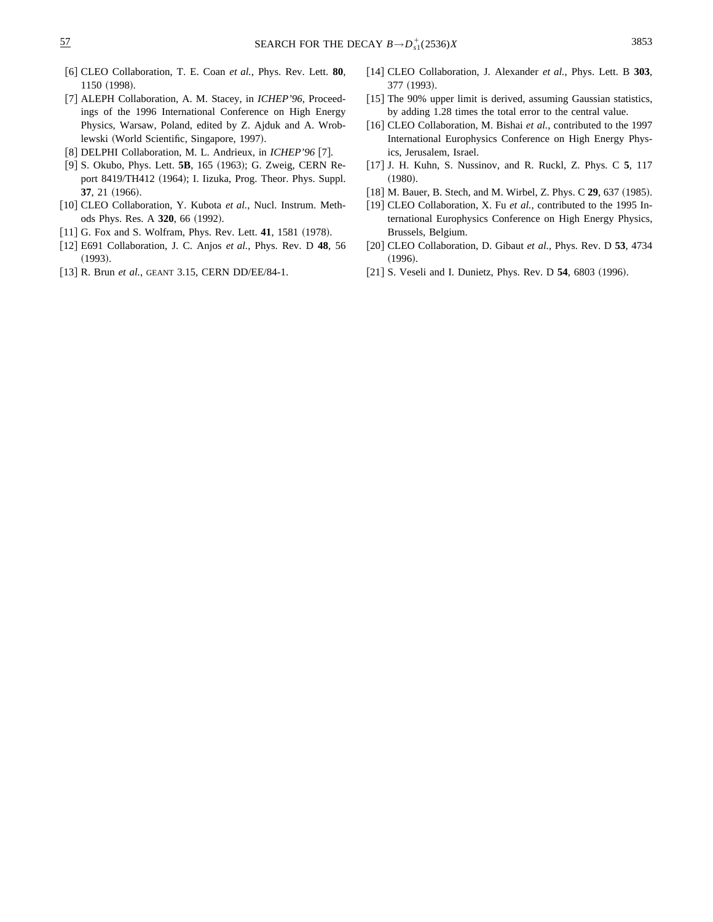[6] CLEO Collaboration, T. E. Coan *et al.*, Phys. Rev. Lett. **80**, 1150 (1998).

[7] ALEPH Collaboration, A. M. Stacey, in *ICHEP'96*, Proceedings of the 1996 International Conference on High Energy Physics, Warsaw, Poland, edited by Z. Ajduk and A. Wroblewski (World Scientific, Singapore, 1997).

[8] DELPHI Collaboration, M. L. Andrieux, in *ICHEP'96* [7].

[9] S. Okubo, Phys. Lett. **5B**, 165 (1963); G. Zweig, CERN Report 8419/TH412 (1964); I. Iizuka, Prog. Theor. Phys. Suppl. **37**, 21 (1966).

[10] CLEO Collaboration, Y. Kubota *et al.*, Nucl. Instrum. Methods Phys. Res. A **320**, 66 (1992).

[11] G. Fox and S. Wolfram, Phys. Rev. Lett. **41**, 1581 (1978).

[12] E691 Collaboration, J. C. Anjos *et al.*, Phys. Rev. D **48**, 56 (1993).

[13] R. Brun *et al.*, GEANT 3.15, CERN DD/EE/84-1.

[14] CLEO Collaboration, J. Alexander *et al.*, Phys. Lett. B **303**, 377 (1993).

[15] The 90% upper limit is derived, assuming Gaussian statistics, by adding 1.28 times the total error to the central value.

[16] CLEO Collaboration, M. Bishai *et al.*, contributed to the 1997 International Europhysics Conference on High Energy Physics, Jerusalem, Israel.

[17] J. H. Kuhn, S. Nussinov, and R. Ruckl, Z. Phys. C **5**, 117 (1980).

[18] M. Bauer, B. Stech, and M. Wirbel, Z. Phys. C **29**, 637 (1985).

[19] CLEO Collaboration, X. Fu *et al.*, contributed to the 1995 International Europhysics Conference on High Energy Physics, Brussels, Belgium.

[20] CLEO Collaboration, D. Gibaut *et al.*, Phys. Rev. D **53**, 4734 (1996).

[21] S. Veseli and I. Dunietz, Phys. Rev. D **54**, 6803 (1996).